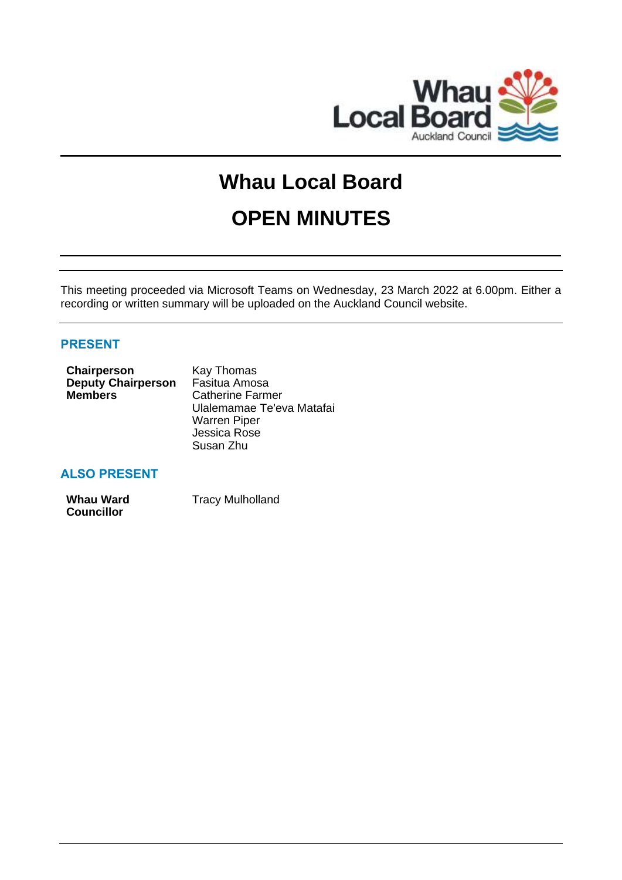# Whau Local Board

# OPEN MINUTES

This meeting proceeded via Microsoft Teams on Wednesday, 23 March 2022 at 6.00pm. Either a recording or written summary will be uploaded on the Auckland Council website.

## PRESENT

| | |
|---|---|
| **Chairperson** | Kay Thomas |
| **Deputy Chairperson** | Fasitua Amosa |
| **Members** | Catherine Farmer |
| | Ulalemamae Te'eva Matafai |
| | Warren Piper |
| | Jessica Rose |
| | Susan Zhu |

## ALSO PRESENT

| | |
|---|---|
| **Whau Ward Councillor** | Tracy Mulholland |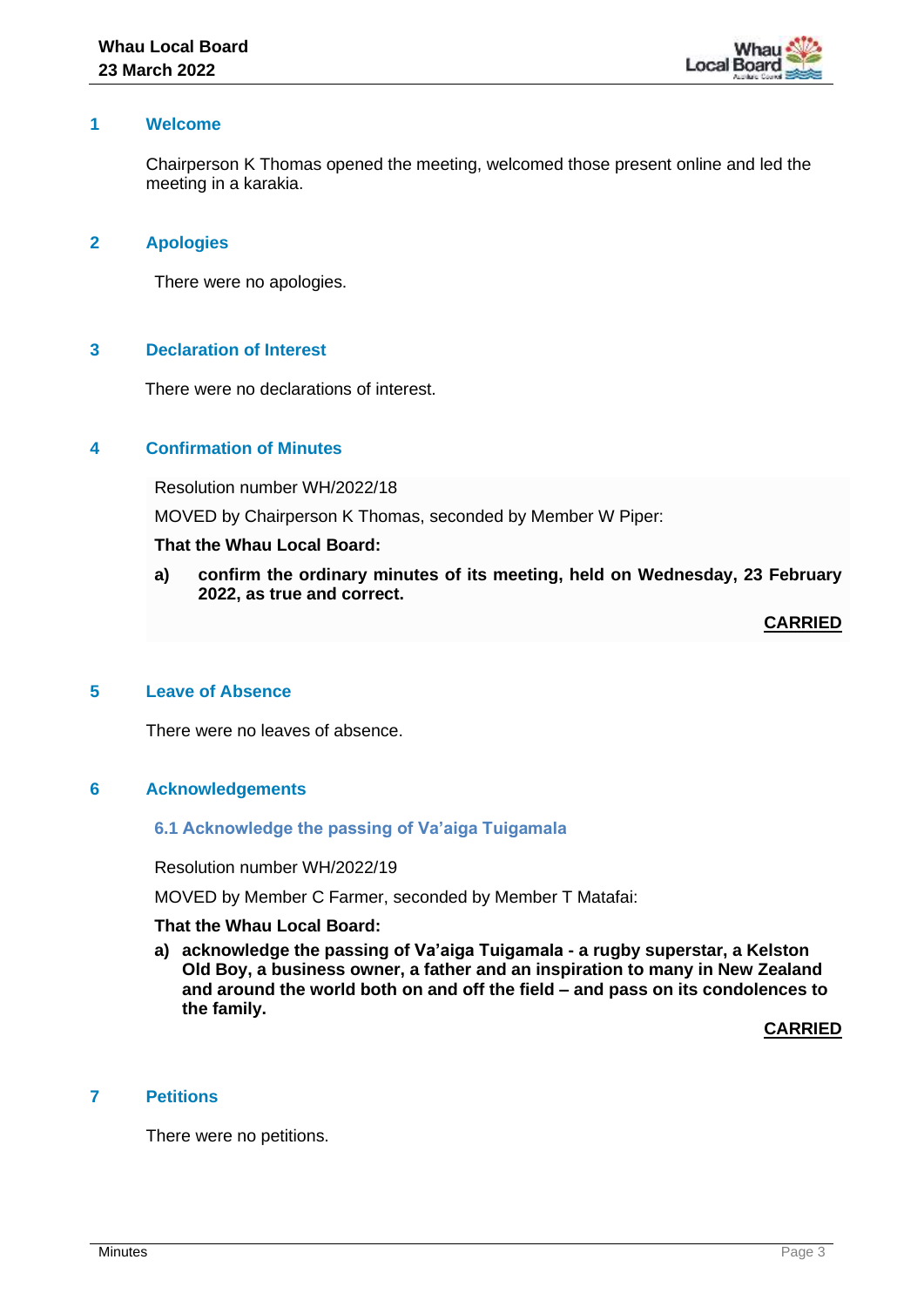## 1 Welcome

Chairperson K Thomas opened the meeting, welcomed those present online and led the meeting in a karakia.

## 2 Apologies

There were no apologies.

## 3 Declaration of Interest

There were no declarations of interest.

## 4 Confirmation of Minutes

Resolution number WH/2022/18

MOVED by Chairperson K Thomas, seconded by Member W Piper:

**That the Whau Local Board:**

**a) confirm the ordinary minutes of its meeting, held on Wednesday, 23 February 2022, as true and correct.**

**CARRIED**

## 5 Leave of Absence

There were no leaves of absence.

## 6 Acknowledgements

### 6.1 Acknowledge the passing of Va'aiga Tuigamala

Resolution number WH/2022/19

MOVED by Member C Farmer, seconded by Member T Matafai:

**That the Whau Local Board:**

**a) acknowledge the passing of Va'aiga Tuigamala - a rugby superstar, a Kelston Old Boy, a business owner, a father and an inspiration to many in New Zealand and around the world both on and off the field – and pass on its condolences to the family.**

**CARRIED**

## 7 Petitions

There were no petitions.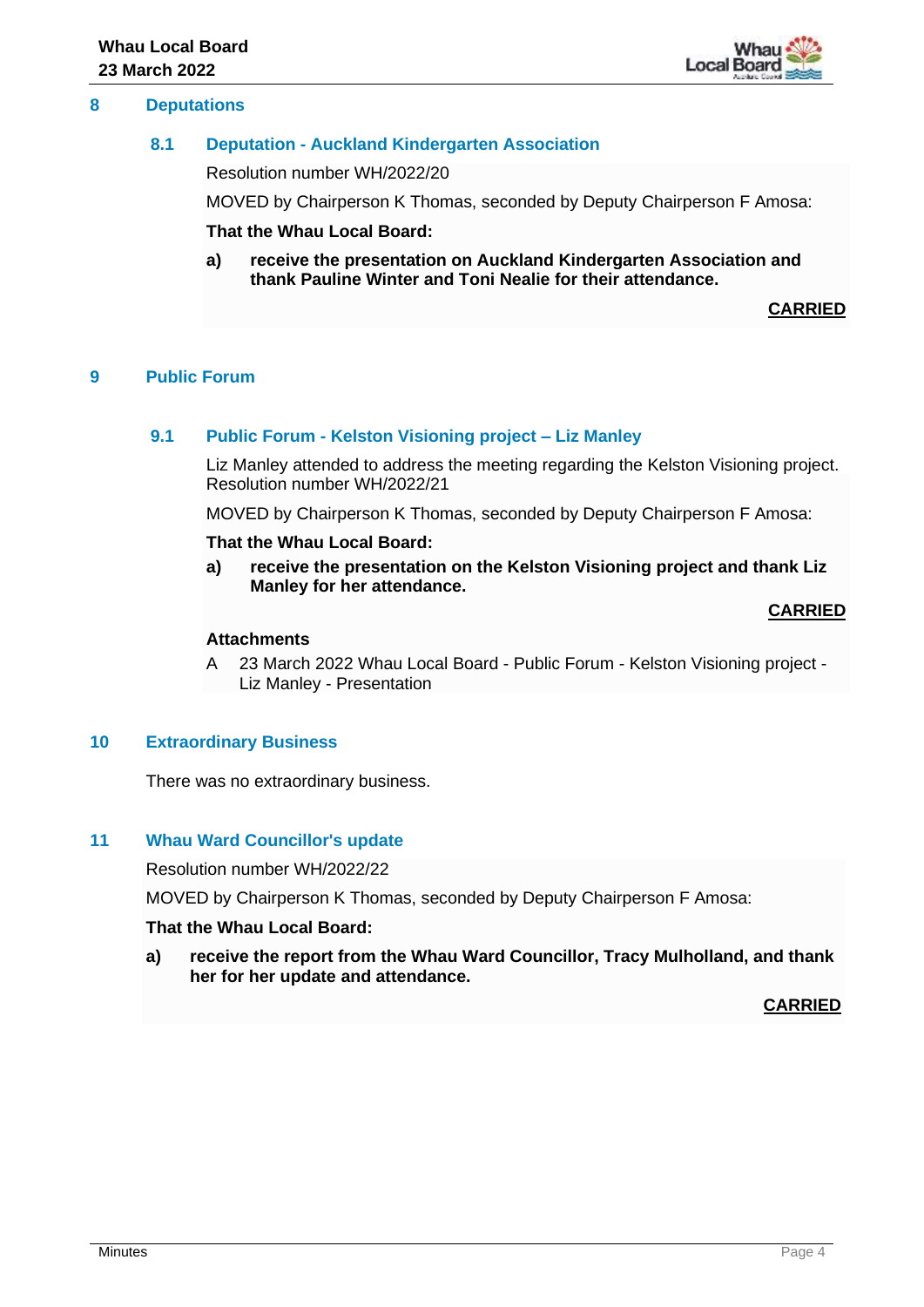## 8 Deputations

### 8.1 Deputation - Auckland Kindergarten Association

Resolution number WH/2022/20

MOVED by Chairperson K Thomas, seconded by Deputy Chairperson F Amosa:

**That the Whau Local Board:**

**a) receive the presentation on Auckland Kindergarten Association and thank Pauline Winter and Toni Nealie for their attendance.**

**CARRIED**

## 9 Public Forum

### 9.1 Public Forum - Kelston Visioning project – Liz Manley

Liz Manley attended to address the meeting regarding the Kelston Visioning project.
Resolution number WH/2022/21

MOVED by Chairperson K Thomas, seconded by Deputy Chairperson F Amosa:

**That the Whau Local Board:**

**a) receive the presentation on the Kelston Visioning project and thank Liz Manley for her attendance.**

**CARRIED**

**Attachments**

A 23 March 2022 Whau Local Board - Public Forum - Kelston Visioning project - Liz Manley - Presentation

## 10 Extraordinary Business

There was no extraordinary business.

## 11 Whau Ward Councillor's update

Resolution number WH/2022/22

MOVED by Chairperson K Thomas, seconded by Deputy Chairperson F Amosa:

**That the Whau Local Board:**

**a) receive the report from the Whau Ward Councillor, Tracy Mulholland, and thank her for her update and attendance.**

**CARRIED**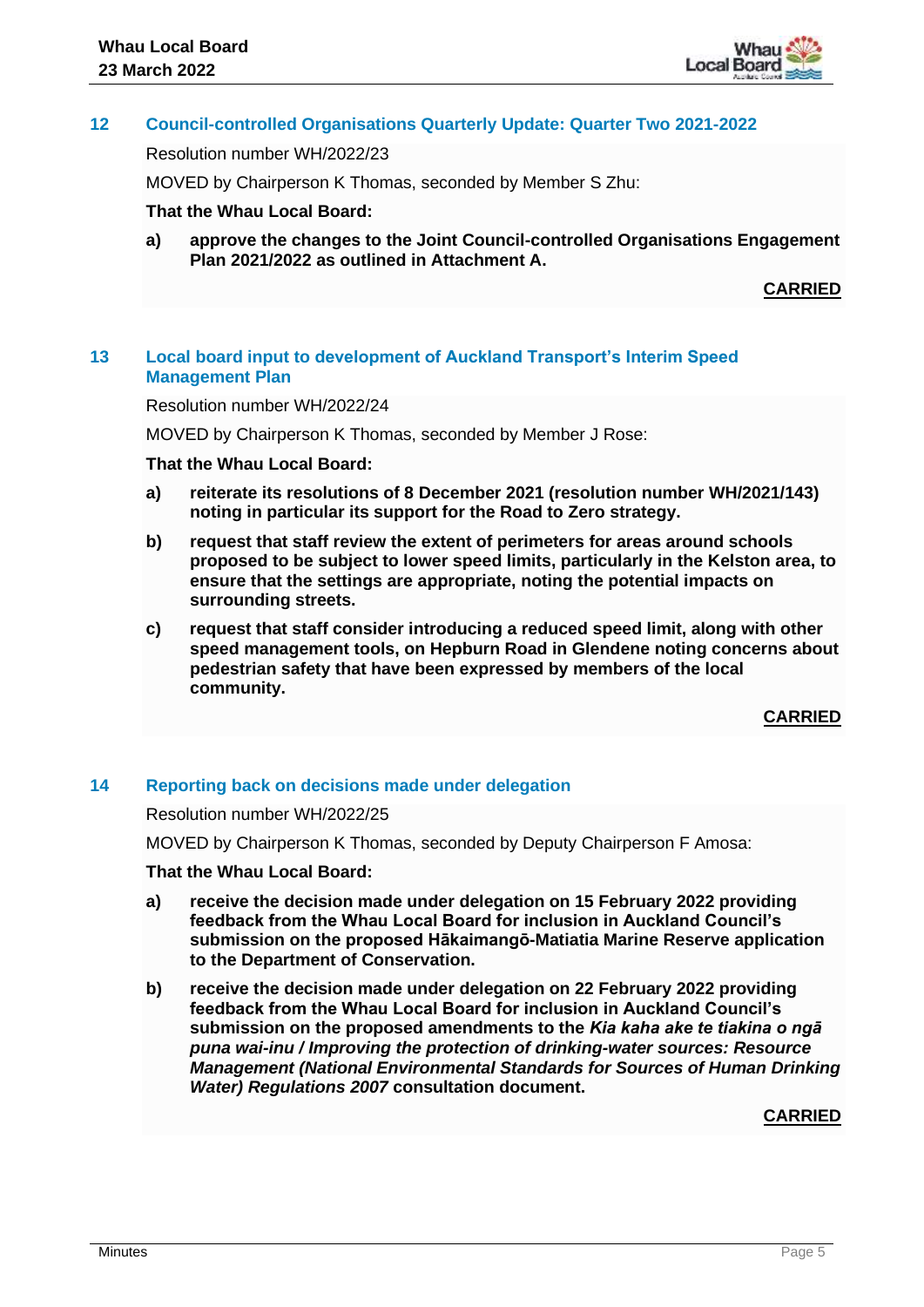## 12 Council-controlled Organisations Quarterly Update: Quarter Two 2021-2022

Resolution number WH/2022/23

MOVED by Chairperson K Thomas, seconded by Member S Zhu:

**That the Whau Local Board:**

**a) approve the changes to the Joint Council-controlled Organisations Engagement Plan 2021/2022 as outlined in Attachment A.**

**CARRIED**

## 13 Local board input to development of Auckland Transport's Interim Speed Management Plan

Resolution number WH/2022/24

MOVED by Chairperson K Thomas, seconded by Member J Rose:

**That the Whau Local Board:**

**a) reiterate its resolutions of 8 December 2021 (resolution number WH/2021/143) noting in particular its support for the Road to Zero strategy.**

**b) request that staff review the extent of perimeters for areas around schools proposed to be subject to lower speed limits, particularly in the Kelston area, to ensure that the settings are appropriate, noting the potential impacts on surrounding streets.**

**c) request that staff consider introducing a reduced speed limit, along with other speed management tools, on Hepburn Road in Glendene noting concerns about pedestrian safety that have been expressed by members of the local community.**

**CARRIED**

## 14 Reporting back on decisions made under delegation

Resolution number WH/2022/25

MOVED by Chairperson K Thomas, seconded by Deputy Chairperson F Amosa:

**That the Whau Local Board:**

**a) receive the decision made under delegation on 15 February 2022 providing feedback from the Whau Local Board for inclusion in Auckland Council's submission on the proposed Hākaimangō-Matiatia Marine Reserve application to the Department of Conservation.**

**b) receive the decision made under delegation on 22 February 2022 providing feedback from the Whau Local Board for inclusion in Auckland Council's submission on the proposed amendments to the *Kia kaha ake te tiakina o ngā puna wai-inu / Improving the protection of drinking-water sources: Resource Management (National Environmental Standards for Sources of Human Drinking Water) Regulations 2007* consultation document.**

**CARRIED**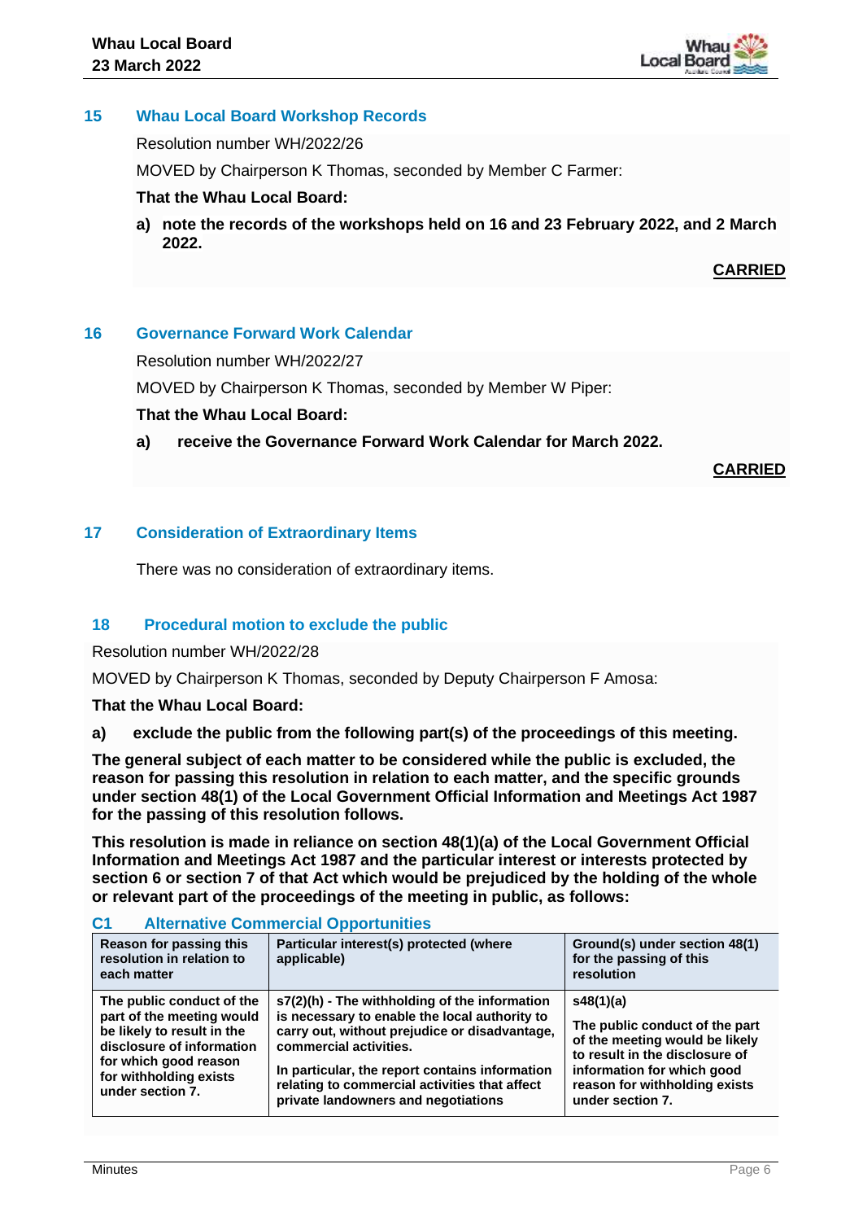## 15 Whau Local Board Workshop Records

Resolution number WH/2022/26

MOVED by Chairperson K Thomas, seconded by Member C Farmer:

**That the Whau Local Board:**

**a) note the records of the workshops held on 16 and 23 February 2022, and 2 March 2022.**

**CARRIED**

## 16 Governance Forward Work Calendar

Resolution number WH/2022/27

MOVED by Chairperson K Thomas, seconded by Member W Piper:

**That the Whau Local Board:**

**a) receive the Governance Forward Work Calendar for March 2022.**

**CARRIED**

## 17 Consideration of Extraordinary Items

There was no consideration of extraordinary items.

## 18 Procedural motion to exclude the public

Resolution number WH/2022/28

MOVED by Chairperson K Thomas, seconded by Deputy Chairperson F Amosa:

**That the Whau Local Board:**

**a) exclude the public from the following part(s) of the proceedings of this meeting.**

**The general subject of each matter to be considered while the public is excluded, the reason for passing this resolution in relation to each matter, and the specific grounds under section 48(1) of the Local Government Official Information and Meetings Act 1987 for the passing of this resolution follows.**

**This resolution is made in reliance on section 48(1)(a) of the Local Government Official Information and Meetings Act 1987 and the particular interest or interests protected by section 6 or section 7 of that Act which would be prejudiced by the holding of the whole or relevant part of the proceedings of the meeting in public, as follows:**

### C1 Alternative Commercial Opportunities

| Reason for passing this resolution in relation to each matter | Particular interest(s) protected (where applicable) | Ground(s) under section 48(1) for the passing of this resolution |
|---|---|---|
| **The public conduct of the part of the meeting would be likely to result in the disclosure of information for which good reason for withholding exists under section 7.** | **s7(2)(h) - The withholding of the information is necessary to enable the local authority to carry out, without prejudice or disadvantage, commercial activities.**<br><br>**In particular, the report contains information relating to commercial activities that affect private landowners and negotiations** | **s48(1)(a)**<br><br>**The public conduct of the part of the meeting would be likely to result in the disclosure of information for which good reason for withholding exists under section 7.** |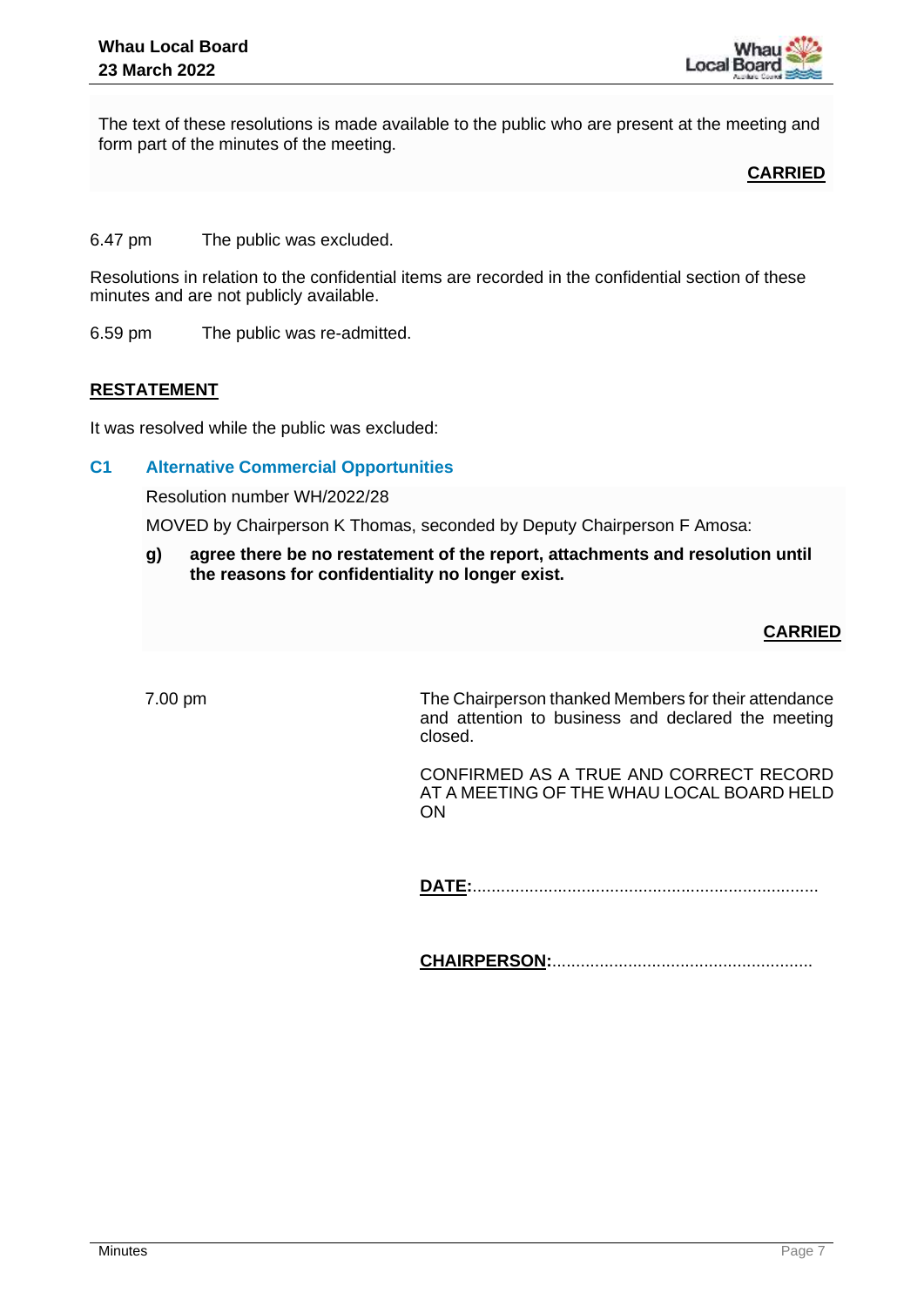The text of these resolutions is made available to the public who are present at the meeting and form part of the minutes of the meeting.

**CARRIED**

6.47 pm The public was excluded.

Resolutions in relation to the confidential items are recorded in the confidential section of these minutes and are not publicly available.

6.59 pm The public was re-admitted.

**RESTATEMENT**

It was resolved while the public was excluded:

### C1 Alternative Commercial Opportunities

Resolution number WH/2022/28

MOVED by Chairperson K Thomas, seconded by Deputy Chairperson F Amosa:

**g) agree there be no restatement of the report, attachments and resolution until the reasons for confidentiality no longer exist.**

**CARRIED**

7.00 pm The Chairperson thanked Members for their attendance and attention to business and declared the meeting closed.

CONFIRMED AS A TRUE AND CORRECT RECORD AT A MEETING OF THE WHAU LOCAL BOARD HELD ON

**DATE:**.........................................................................

**CHAIRPERSON:**.......................................................